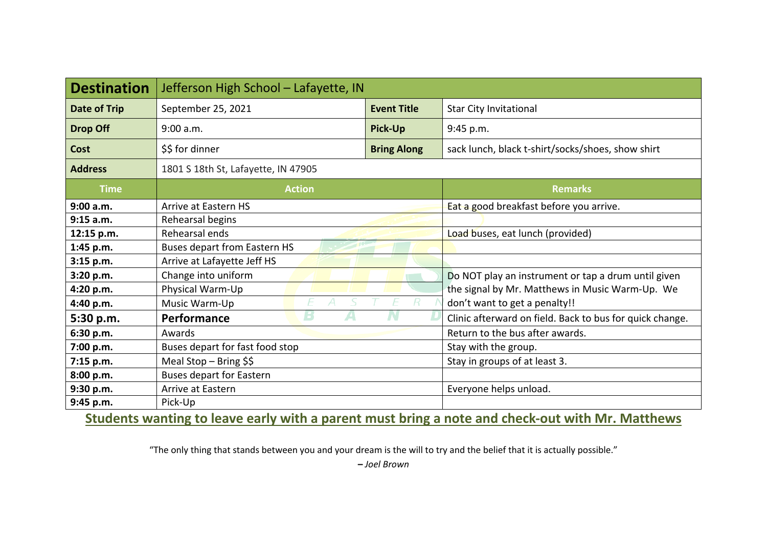| Destination | Jefferson High School – Lafayette, IN | | |
|---|---|---|---|
| **Date of Trip** | September 25, 2021 | **Event Title** | Star City Invitational |
| **Drop Off** | 9:00 a.m. | **Pick-Up** | 9:45 p.m. |
| **Cost** | $$ for dinner | **Bring Along** | sack lunch, black t-shirt/socks/shoes, show shirt |
| **Address** | 1801 S 18th St, Lafayette, IN 47905 | | |

| Time | Action | Remarks |
|---|---|---|
| **9:00 a.m.** | Arrive at Eastern HS | Eat a good breakfast before you arrive. |
| **9:15 a.m.** | Rehearsal begins | |
| **12:15 p.m.** | Rehearsal ends | Load buses, eat lunch (provided) |
| **1:45 p.m.** | Buses depart from Eastern HS | |
| **3:15 p.m.** | Arrive at Lafayette Jeff HS | |
| **3:20 p.m.** | Change into uniform | Do NOT play an instrument or tap a drum until given the signal by Mr. Matthews in Music Warm-Up. We don't want to get a penalty!! |
| **4:20 p.m.** | Physical Warm-Up | |
| **4:40 p.m.** | Music Warm-Up | |
| **5:30 p.m.** | **Performance** | Clinic afterward on field. Back to bus for quick change. |
| **6:30 p.m.** | Awards | Return to the bus after awards. |
| **7:00 p.m.** | Buses depart for fast food stop | Stay with the group. |
| **7:15 p.m.** | Meal Stop – Bring $$ | Stay in groups of at least 3. |
| **8:00 p.m.** | Buses depart for Eastern | |
| **9:30 p.m.** | Arrive at Eastern | Everyone helps unload. |
| **9:45 p.m.** | Pick-Up | |

**Students wanting to leave early with a parent must bring a note and check-out with Mr. Matthews**

"The only thing that stands between you and your dream is the will to try and the belief that it is actually possible."

*– Joel Brown*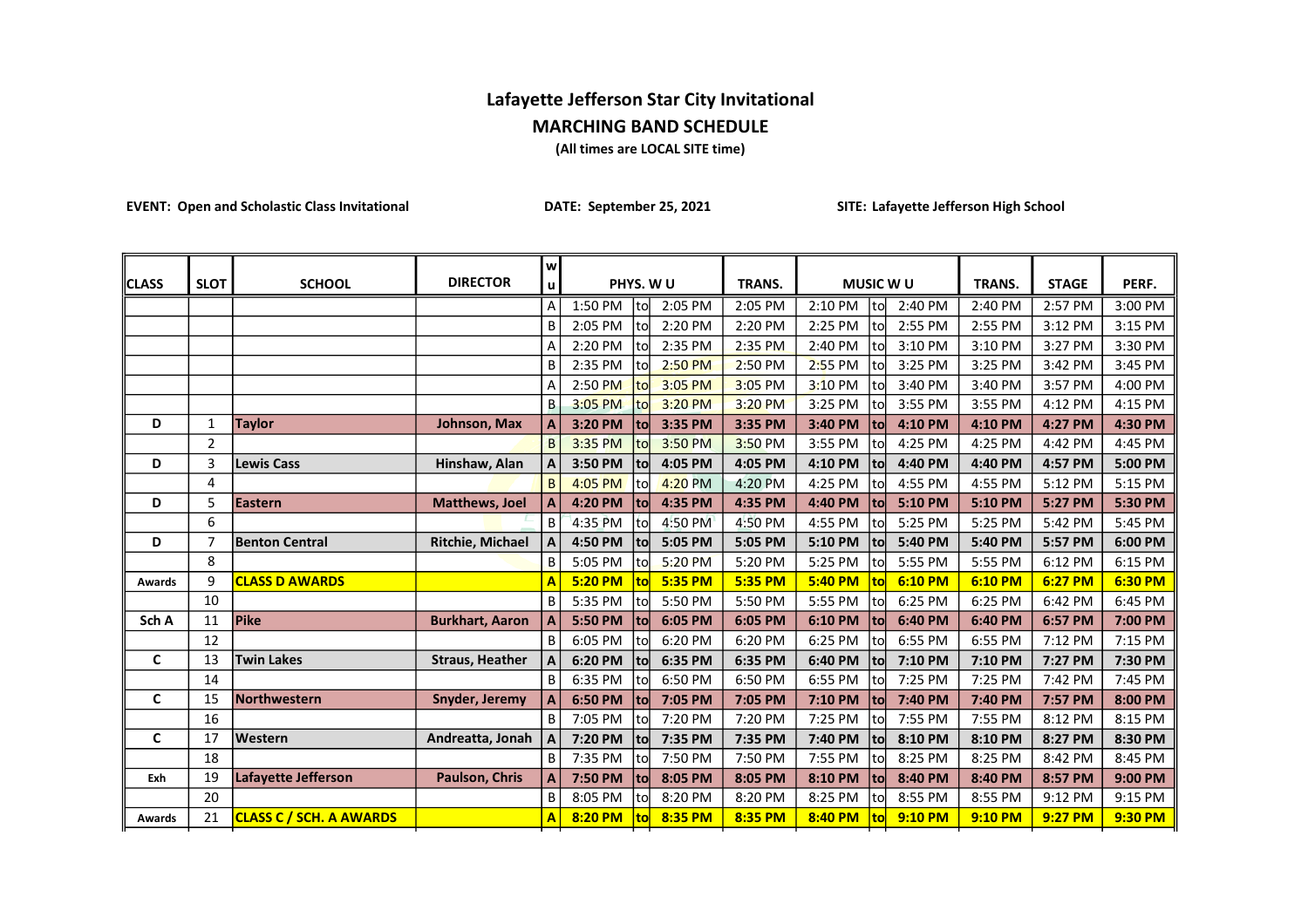# Lafayette Jefferson Star City Invitational

## MARCHING BAND SCHEDULE

**(All times are LOCAL SITE time)**

**EVENT: Open and Scholastic Class Invitational** **DATE: September 25, 2021** **SITE: Lafayette Jefferson High School**

| CLASS | SLOT | SCHOOL | DIRECTOR | W U | PHYS. W U | | | TRANS. | MUSIC W U | | | TRANS. | STAGE | PERF. |
|---|---|---|---|---|---|---|---|---|---|---|---|---|---|---|
| | | | | A | 1:50 PM | to | 2:05 PM | 2:05 PM | 2:10 PM | to | 2:40 PM | 2:40 PM | 2:57 PM | 3:00 PM |
| | | | | B | 2:05 PM | to | 2:20 PM | 2:20 PM | 2:25 PM | to | 2:55 PM | 2:55 PM | 3:12 PM | 3:15 PM |
| | | | | A | 2:20 PM | to | 2:35 PM | 2:35 PM | 2:40 PM | to | 3:10 PM | 3:10 PM | 3:27 PM | 3:30 PM |
| | | | | B | 2:35 PM | to | 2:50 PM | 2:50 PM | 2:55 PM | to | 3:25 PM | 3:25 PM | 3:42 PM | 3:45 PM |
| | | | | A | 2:50 PM | to | 3:05 PM | 3:05 PM | 3:10 PM | to | 3:40 PM | 3:40 PM | 3:57 PM | 4:00 PM |
| | | | | B | 3:05 PM | to | 3:20 PM | 3:20 PM | 3:25 PM | to | 3:55 PM | 3:55 PM | 4:12 PM | 4:15 PM |
| **D** | 1 | **Taylor** | **Johnson, Max** | **A** | **3:20 PM** | **to** | **3:35 PM** | **3:35 PM** | **3:40 PM** | **to** | **4:10 PM** | **4:10 PM** | **4:27 PM** | **4:30 PM** |
| | 2 | | | B | 3:35 PM | to | 3:50 PM | 3:50 PM | 3:55 PM | to | 4:25 PM | 4:25 PM | 4:42 PM | 4:45 PM |
| **D** | 3 | **Lewis Cass** | **Hinshaw, Alan** | **A** | **3:50 PM** | **to** | **4:05 PM** | **4:05 PM** | **4:10 PM** | **to** | **4:40 PM** | **4:40 PM** | **4:57 PM** | **5:00 PM** |
| | 4 | | | B | 4:05 PM | to | 4:20 PM | 4:20 PM | 4:25 PM | to | 4:55 PM | 4:55 PM | 5:12 PM | 5:15 PM |
| **D** | 5 | **Eastern** | **Matthews, Joel** | **A** | **4:20 PM** | **to** | **4:35 PM** | **4:35 PM** | **4:40 PM** | **to** | **5:10 PM** | **5:10 PM** | **5:27 PM** | **5:30 PM** |
| | 6 | | | B | 4:35 PM | to | 4:50 PM | 4:50 PM | 4:55 PM | to | 5:25 PM | 5:25 PM | 5:42 PM | 5:45 PM |
| **D** | 7 | **Benton Central** | **Ritchie, Michael** | **A** | **4:50 PM** | **to** | **5:05 PM** | **5:05 PM** | **5:10 PM** | **to** | **5:40 PM** | **5:40 PM** | **5:57 PM** | **6:00 PM** |
| | 8 | | | B | 5:05 PM | to | 5:20 PM | 5:20 PM | 5:25 PM | to | 5:55 PM | 5:55 PM | 6:12 PM | 6:15 PM |
| **Awards** | 9 | **CLASS D AWARDS** | | **A** | **5:20 PM** | **to** | **5:35 PM** | **5:35 PM** | **5:40 PM** | **to** | **6:10 PM** | **6:10 PM** | **6:27 PM** | **6:30 PM** |
| | 10 | | | B | 5:35 PM | to | 5:50 PM | 5:50 PM | 5:55 PM | to | 6:25 PM | 6:25 PM | 6:42 PM | 6:45 PM |
| **Sch A** | 11 | **Pike** | **Burkhart, Aaron** | **A** | **5:50 PM** | **to** | **6:05 PM** | **6:05 PM** | **6:10 PM** | **to** | **6:40 PM** | **6:40 PM** | **6:57 PM** | **7:00 PM** |
| | 12 | | | B | 6:05 PM | to | 6:20 PM | 6:20 PM | 6:25 PM | to | 6:55 PM | 6:55 PM | 7:12 PM | 7:15 PM |
| **C** | 13 | **Twin Lakes** | **Straus, Heather** | **A** | **6:20 PM** | **to** | **6:35 PM** | **6:35 PM** | **6:40 PM** | **to** | **7:10 PM** | **7:10 PM** | **7:27 PM** | **7:30 PM** |
| | 14 | | | B | 6:35 PM | to | 6:50 PM | 6:50 PM | 6:55 PM | to | 7:25 PM | 7:25 PM | 7:42 PM | 7:45 PM |
| **C** | 15 | **Northwestern** | **Snyder, Jeremy** | **A** | **6:50 PM** | **to** | **7:05 PM** | **7:05 PM** | **7:10 PM** | **to** | **7:40 PM** | **7:40 PM** | **7:57 PM** | **8:00 PM** |
| | 16 | | | B | 7:05 PM | to | 7:20 PM | 7:20 PM | 7:25 PM | to | 7:55 PM | 7:55 PM | 8:12 PM | 8:15 PM |
| **C** | 17 | **Western** | **Andreatta, Jonah** | **A** | **7:20 PM** | **to** | **7:35 PM** | **7:35 PM** | **7:40 PM** | **to** | **8:10 PM** | **8:10 PM** | **8:27 PM** | **8:30 PM** |
| | 18 | | | B | 7:35 PM | to | 7:50 PM | 7:50 PM | 7:55 PM | to | 8:25 PM | 8:25 PM | 8:42 PM | 8:45 PM |
| **Exh** | 19 | **Lafayette Jefferson** | **Paulson, Chris** | **A** | **7:50 PM** | **to** | **8:05 PM** | **8:05 PM** | **8:10 PM** | **to** | **8:40 PM** | **8:40 PM** | **8:57 PM** | **9:00 PM** |
| | 20 | | | B | 8:05 PM | to | 8:20 PM | 8:20 PM | 8:25 PM | to | 8:55 PM | 8:55 PM | 9:12 PM | 9:15 PM |
| **Awards** | 21 | **CLASS C / SCH. A AWARDS** | | **A** | **8:20 PM** | **to** | **8:35 PM** | **8:35 PM** | **8:40 PM** | **to** | **9:10 PM** | **9:10 PM** | **9:27 PM** | **9:30 PM** |